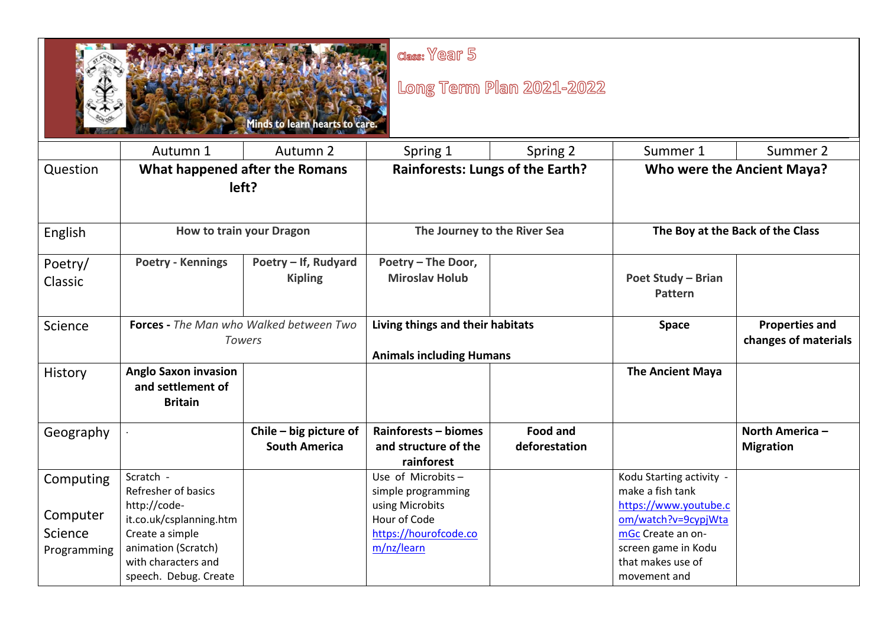Class: Year 5

Long Term Plan 2021-2022

Minds to learn hearts to care.

| | Autumn 1 | Autumn 2 | Spring 1 | Spring 2 | Summer 1 | Summer 2 |
|---|---|---|---|---|---|---|
| Question | **What happened after the Romans left?** | | **Rainforests: Lungs of the Earth?** | | **Who were the Ancient Maya?** | |
| English | **How to train your Dragon** | | **The Journey to the River Sea** | | **The Boy at the Back of the Class** | |
| Poetry/ Classic | **Poetry - Kennings** | **Poetry – If, Rudyard Kipling** | **Poetry – The Door, Miroslav Holub** | | **Poet Study – Brian Pattern** | |
| Science | **Forces -** *The Man who Walked between Two Towers* | | **Living things and their habitats**<br><br>**Animals including Humans** | | **Space** | **Properties and changes of materials** |
| History | **Anglo Saxon invasion and settlement of Britain** | | | | **The Ancient Maya** | |
| Geography | . | **Chile – big picture of South America** | **Rainforests – biomes and structure of the rainforest** | **Food and deforestation** | | **North America – Migration** |
| Computing<br><br>Computer Science Programming | Scratch - Refresher of basics http://code-it.co.uk/csplanning.htm Create a simple animation (Scratch) with characters and speech. Debug. Create | | Use of Microbits – simple programming using Microbits Hour of Code https://hourofcode.com/nz/learn | | Kodu Starting activity - make a fish tank https://www.youtube.com/watch?v=9cypjWtamGc Create an on-screen game in Kodu that makes use of movement and | |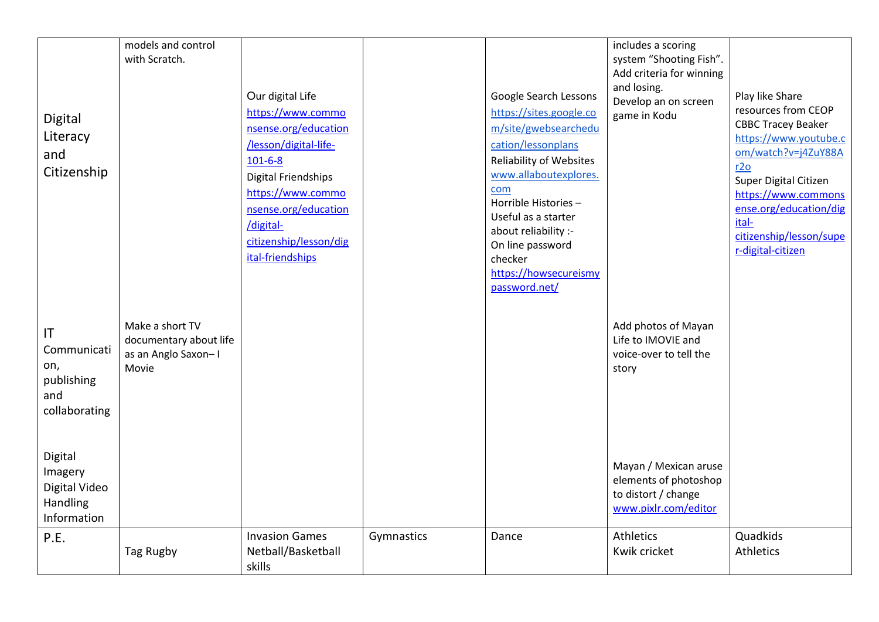|  |  |  |  |  |  |  |
|---|---|---|---|---|---|---|
| Digital Literacy and Citizenship | models and control with Scratch. | Our digital Life https://www.commonsense.org/education/lesson/digital-life-101-6-8 Digital Friendships https://www.commonsense.org/education/digital-citizenship/lesson/digital-friendships |  | Google Search Lessons https://sites.google.com/site/gwebsearcheducation/lessonplans Reliability of Websites www.allaboutexplores.com Horrible Histories – Useful as a starter about reliability :- On line password checker https://howsecureismypassword.net/ | includes a scoring system "Shooting Fish". Add criteria for winning and losing. Develop an on screen game in Kodu | Play like Share resources from CEOP CBBC Tracey Beaker https://www.youtube.com/watch?v=j4ZuY88Ar2o Super Digital Citizen https://www.commonsense.org/education/digital-citizenship/lesson/super-digital-citizen |
| IT Communication, publishing and collaborating | Make a short TV documentary about life as an Anglo Saxon– I Movie |  |  |  | Add photos of Mayan Life to IMOVIE and voice-over to tell the story |  |
| Digital Imagery Digital Video Handling Information |  |  |  |  | Mayan / Mexican aruse elements of photoshop to distort / change www.pixlr.com/editor |  |
| P.E. | Tag Rugby | Invasion Games Netball/Basketball skills | Gymnastics | Dance | Athletics Kwik cricket | Quadkids Athletics |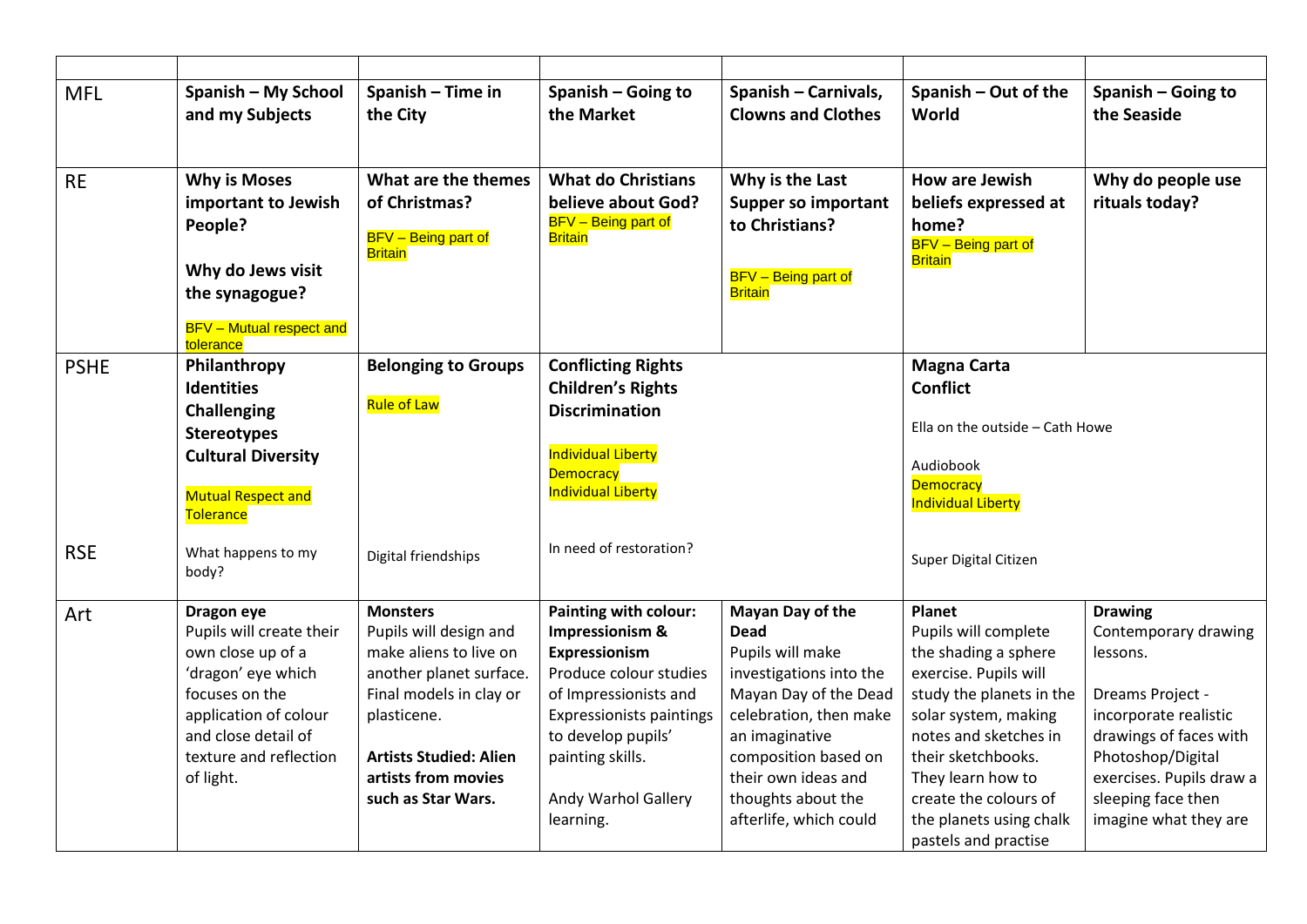| | | | | | | |
|---|---|---|---|---|---|---|
| MFL | **Spanish – My School and my Subjects** | **Spanish – Time in the City** | **Spanish – Going to the Market** | **Spanish – Carnivals, Clowns and Clothes** | **Spanish – Out of the World** | **Spanish – Going to the Seaside** |
| RE | **Why is Moses important to Jewish People?**<br><br>**Why do Jews visit the synagogue?**<br><br>BFV – Mutual respect and tolerance | **What are the themes of Christmas?**<br><br>BFV – Being part of Britain | **What do Christians believe about God?**<br>BFV – Being part of Britain | **Why is the Last Supper so important to Christians?**<br><br>BFV – Being part of Britain | **How are Jewish beliefs expressed at home?**<br>BFV – Being part of Britain | **Why do people use rituals today?** |
| PSHE<br><br>RSE | **Philanthropy**<br>**Identities**<br>**Challenging Stereotypes**<br>**Cultural Diversity**<br><br>Mutual Respect and Tolerance<br><br>What happens to my body? | **Belonging to Groups**<br><br>Rule of Law<br><br>Digital friendships | **Conflicting Rights**<br>**Children's Rights**<br>**Discrimination**<br><br>Individual Liberty<br>Democracy<br>Individual Liberty<br><br>In need of restoration? | | **Magna Carta**<br>**Conflict**<br><br>Ella on the outside – Cath Howe<br><br>Audiobook<br>Democracy<br>Individual Liberty<br><br>Super Digital Citizen | |
| Art | **Dragon eye**<br>Pupils will create their own close up of a 'dragon' eye which focuses on the application of colour and close detail of texture and reflection of light. | **Monsters**<br>Pupils will design and make aliens to live on another planet surface. Final models in clay or plasticene.<br><br>**Artists Studied: Alien artists from movies such as Star Wars.** | **Painting with colour: Impressionism & Expressionism**<br>Produce colour studies of Impressionists and Expressionists paintings to develop pupils' painting skills.<br><br>Andy Warhol Gallery learning. | **Mayan Day of the Dead**<br>Pupils will make investigations into the Mayan Day of the Dead celebration, then make an imaginative composition based on their own ideas and thoughts about the afterlife, which could | **Planet**<br>Pupils will complete the shading a sphere exercise. Pupils will study the planets in the solar system, making notes and sketches in their sketchbooks. They learn how to create the colours of the planets using chalk pastels and practise | **Drawing**<br>Contemporary drawing lessons.<br><br>Dreams Project - incorporate realistic drawings of faces with Photoshop/Digital exercises. Pupils draw a sleeping face then imagine what they are |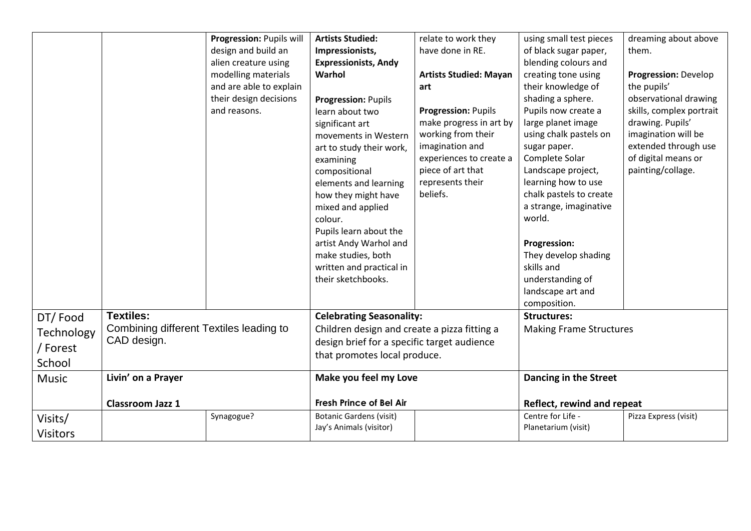| | | | | | | |
|---|---|---|---|---|---|---|
| | | **Progression:** Pupils will design and build an alien creature using modelling materials and are able to explain their design decisions and reasons. | **Artists Studied: Impressionists, Expressionists, Andy Warhol**<br><br>**Progression:** Pupils learn about two significant art movements in Western art to study their work, examining compositional elements and learning how they might have mixed and applied colour.<br>Pupils learn about the artist Andy Warhol and make studies, both written and practical in their sketchbooks. | relate to work they have done in RE.<br><br>**Artists Studied: Mayan art**<br><br>**Progression:** Pupils make progress in art by working from their imagination and experiences to create a piece of art that represents their beliefs. | using small test pieces of black sugar paper, blending colours and creating tone using their knowledge of shading a sphere. Pupils now create a large planet image using chalk pastels on sugar paper.<br>Complete Solar Landscape project, learning how to use chalk pastels to create a strange, imaginative world.<br><br>**Progression:**<br>They develop shading skills and understanding of landscape art and composition. | dreaming about above them.<br><br>**Progression:** Develop the pupils' observational drawing skills, complex portrait drawing. Pupils' imagination will be extended through use of digital means or painting/collage. |
| DT/ Food Technology / Forest School | **Textiles:**<br>Combining different Textiles leading to CAD design. | | **Celebrating Seasonality:**<br>Children design and create a pizza fitting a design brief for a specific target audience that promotes local produce. | | **Structures:**<br>Making Frame Structures | |
| Music | **Livin' on a Prayer**<br><br>**Classroom Jazz 1** | | **Make you feel my Love**<br><br>**Fresh Prince of Bel Air** | | **Dancing in the Street**<br><br>**Reflect, rewind and repeat** | |
| Visits/ Visitors | | Synagogue? | Botanic Gardens (visit)<br>Jay's Animals (visitor) | | Centre for Life - Planetarium (visit) | Pizza Express (visit) |